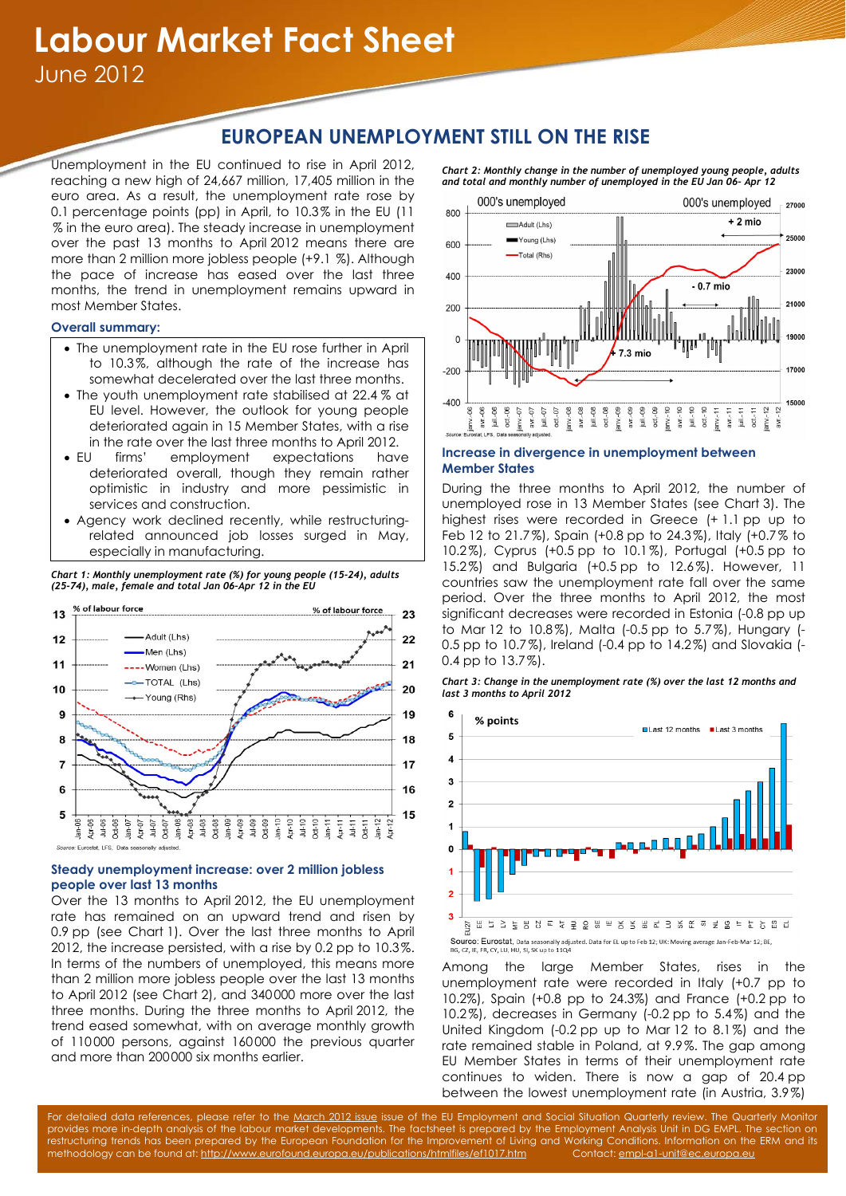# Labour Market Fact Sheet

June 2012

## EUROPEAN UNEMPLOYMENT STILL ON THE RISE

Unemployment in the EU continued to rise in April 2012, reaching a new high of 24,667 million, 17,405 million in the euro area. As a result, the unemployment rate rose by 0.1 percentage points (pp) in April, to 10.3% in the EU (11 % in the euro area). The steady increase in unemployment over the past 13 months to April 2012 means there are more than 2 million more jobless people (+9.1 %). Although the pace of increase has eased over the last three months, the trend in unemployment remains upward in most Member States.

### Overall summary:

- The unemployment rate in the EU rose further in April to 10.3%, although the rate of the increase has somewhat decelerated over the last three months.
- The youth unemployment rate stabilised at 22.4 % at EU level. However, the outlook for young people deteriorated again in 15 Member States, with a rise in the rate over the last three months to April 2012.
- EU firms' employment expectations have deteriorated overall, though they remain rather optimistic in industry and more pessimistic in services and construction.
- Agency work declined recently, while restructuring-related announced job losses surged in May, especially in manufacturing.

*Chart 1: Monthly unemployment rate (%) for young people (15-24), adults (25-74), male, female and total Jan 06-Apr 12 in the EU*

Source: Eurostat, LFS, Data seasonally adjusted.

### Steady unemployment increase: over 2 million jobless people over last 13 months

Over the 13 months to April 2012, the EU unemployment rate has remained on an upward trend and risen by 0.9 pp (see Chart 1). Over the last three months to April 2012, the increase persisted, with a rise by 0.2 pp to 10.3%. In terms of the numbers of unemployed, this means more than 2 million more jobless people over the last 13 months to April 2012 (see Chart 2), and 340000 more over the last three months. During the three months to April 2012, the trend eased somewhat, with on average monthly growth of 110000 persons, against 160000 the previous quarter and more than 200000 six months earlier.

*Chart 2: Monthly change in the number of unemployed young people, adults and total and monthly number of unemployed in the EU Jan 06- Apr 12*

Source: Eurostat, LFS, Data seasonally adjusted.

### Increase in divergence in unemployment between Member States

During the three months to April 2012, the number of unemployed rose in 13 Member States (see Chart 3). The highest rises were recorded in Greece (+ 1.1 pp up to Feb 12 to 21.7%), Spain (+0.8 pp to 24.3%), Italy (+0.7% to 10.2%), Cyprus (+0.5 pp to 10.1%), Portugal (+0.5 pp to 15.2%) and Bulgaria (+0.5 pp to 12.6%). However, 11 countries saw the unemployment rate fall over the same period. Over the three months to April 2012, the most significant decreases were recorded in Estonia (-0.8 pp up to Mar 12 to 10.8%), Malta (-0.5 pp to 5.7%), Hungary (-0.5 pp to 10.7%), Ireland (-0.4 pp to 14.2%) and Slovakia (-0.4 pp to 13.7%).

*Chart 3: Change in the unemployment rate (%) over the last 12 months and last 3 months to April 2012*

Source: Eurostat, Data seasonally adjusted. Data for EL up to Feb 12; UK: Moving average Jan-Feb-Mar 12; BE, BG, CZ, IE, FR, CY, LU, HU, SI, SK up to 11Q4

Among the large Member States, rises in the unemployment rate were recorded in Italy (+0.7 pp to 10.2%), Spain (+0.8 pp to 24.3%) and France (+0.2 pp to 10.2%), decreases in Germany (-0.2 pp to 5.4%) and the United Kingdom (-0.2 pp up to Mar 12 to 8.1%) and the rate remained stable in Poland, at 9.9%. The gap among EU Member States in terms of their unemployment rate continues to widen. There is now a gap of 20.4 pp between the lowest unemployment rate (in Austria, 3.9%)

For detailed data references, please refer to the March 2012 issue issue of the EU Employment and Social Situation Quarterly review. The Quarterly Monitor provides more in-depth analysis of the labour market developments. The factsheet is prepared by the Employment Analysis Unit in DG EMPL. The section on restructuring trends has been prepared by the European Foundation for the Improvement of Living and Working Conditions. Information on the ERM and its methodology can be found at: http://www.eurofound.europa.eu/publications/htmlfiles/ef1017.htm Contact: empl-a1-unit@ec.europa.eu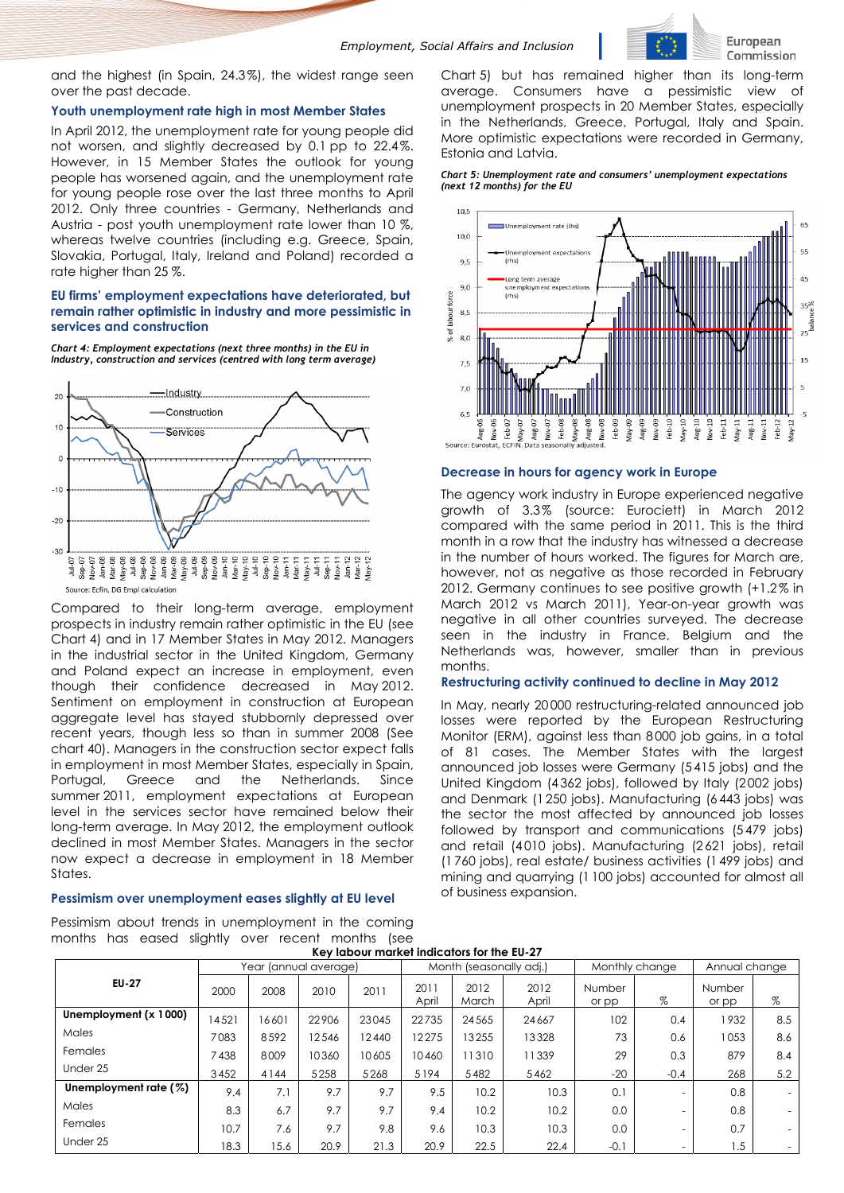and the highest (in Spain, 24.3%), the widest range seen over the past decade.

### Youth unemployment rate high in most Member States

In April 2012, the unemployment rate for young people did not worsen, and slightly decreased by 0.1 pp to 22.4%. However, in 15 Member States the outlook for young people has worsened again, and the unemployment rate for young people rose over the last three months to April 2012. Only three countries - Germany, Netherlands and Austria - post youth unemployment rate lower than 10 %, whereas twelve countries (including e.g. Greece, Spain, Slovakia, Portugal, Italy, Ireland and Poland) recorded a rate higher than 25 %.

### EU firms' employment expectations have deteriorated, but remain rather optimistic in industry and more pessimistic in services and construction

*Chart 4: Employment expectations (next three months) in the EU in Industry, construction and services (centred with long term average)*

Industry
Construction
Services

20
10
0
-10
-20
-30

Jul-07 Sep-07 Nov-07 Jan-08 Mar-08 May-08 Jul-08 Sep-08 Nov-08 Jan-09 Mar-09 May-09 Jul-09 Sep-09 Nov-09 Jan-10 Mar-10 May-10 Jul-10 Sep-10 Nov-10 Jan-11 Mar-11 May-11 Jul-11 Sep-11 Nov-11 Jan-12 Mar-12 May-12

Source: Ecfin, DG Empl calculation

Compared to their long-term average, employment prospects in industry remain rather optimistic in the EU (see Chart 4) and in 17 Member States in May 2012. Managers in the industrial sector in the United Kingdom, Germany and Poland expect an increase in employment, even though their confidence decreased in May 2012. Sentiment on employment in construction at European aggregate level has stayed stubbornly depressed over recent years, though less so than in summer 2008 (See chart 40). Managers in the construction sector expect falls in employment in most Member States, especially in Spain, Portugal, Greece and the Netherlands. Since summer 2011, employment expectations at European level in the services sector have remained below their long-term average. In May 2012, the employment outlook declined in most Member States. Managers in the sector now expect a decrease in employment in 18 Member States.

### Pessimism over unemployment eases slightly at EU level

Pessimism about trends in unemployment in the coming months has eased slightly over recent months (see Chart 5) but has remained higher than its long-term average. Consumers have a pessimistic view of unemployment prospects in 20 Member States, especially in the Netherlands, Greece, Portugal, Italy and Spain. More optimistic expectations were recorded in Germany, Estonia and Latvia.

*Chart 5: Unemployment rate and consumers' unemployment expectations (next 12 months) for the EU*

Unemployment rate (lhs)
Unemployment expectations (rhs)
Long term average unemployment expectations (rhs)

% of labour force
10,5
10,0
9,5
9,0
8,5
8,0
7,5
7,0
6,5

balance
65
55
45
35
25
15
5
-5

Aug-06 Nov-06 Feb-07 May-07 Aug-07 Nov-07 Feb-08 May-08 Aug-08 Nov-08 Feb-09 May-09 Aug-09 Nov-09 Feb-10 May-10 Aug-10 Nov-10 Feb-11 May-11 Aug-11 Nov-11 Feb-12 May-12

Source: Eurostat, ECFIN. Data seasonally adjusted.

### Decrease in hours for agency work in Europe

The agency work industry in Europe experienced negative growth of 3.3% (source: Eurociett) in March 2012 compared with the same period in 2011. This is the third month in a row that the industry has witnessed a decrease in the number of hours worked. The figures for March are, however, not as negative as those recorded in February 2012. Germany continues to see positive growth (+1.2% in March 2012 vs March 2011). Year-on-year growth was negative in all other countries surveyed. The decrease seen in the industry in France, Belgium and the Netherlands was, however, smaller than in previous months.

### Restructuring activity continued to decline in May 2012

In May, nearly 20000 restructuring-related announced job losses were reported by the European Restructuring Monitor (ERM), against less than 8000 job gains, in a total of 81 cases. The Member States with the largest announced job losses were Germany (5415 jobs) and the United Kingdom (4362 jobs), followed by Italy (2002 jobs) and Denmark (1250 jobs). Manufacturing (6443 jobs) was the sector the most affected by announced job losses followed by transport and communications (5479 jobs) and retail (4010 jobs). Manufacturing (2621 jobs), retail (1760 jobs), real estate/ business activities (1499 jobs) and mining and quarrying (1100 jobs) accounted for almost all of business expansion.

**Key labour market indicators for the EU-27**

| EU-27 | Year (annual average) | | | | Month (seasonally adj.) | | | Monthly change | | Annual change | |
|---|---|---|---|---|---|---|---|---|---|---|---|
| | 2000 | 2008 | 2010 | 2011 | 2011 April | 2012 March | 2012 April | Number or pp | % | Number or pp | % |
| **Unemployment (x 1000)** | 14521 | 16601 | 22906 | 23045 | 22735 | 24565 | 24667 | 102 | 0.4 | 1932 | 8.5 |
| Males | 7083 | 8592 | 12546 | 12440 | 12275 | 13255 | 13328 | 73 | 0.6 | 1053 | 8.6 |
| Females | 7438 | 8009 | 10360 | 10605 | 10460 | 11310 | 11339 | 29 | 0.3 | 879 | 8.4 |
| Under 25 | 3452 | 4144 | 5258 | 5268 | 5194 | 5482 | 5462 | -20 | -0.4 | 268 | 5.2 |
| **Unemployment rate (%)** | 9.4 | 7.1 | 9.7 | 9.7 | 9.5 | 10.2 | 10.3 | 0.1 | - | 0.8 | - |
| Males | 8.3 | 6.7 | 9.7 | 9.7 | 9.4 | 10.2 | 10.2 | 0.0 | - | 0.8 | - |
| Females | 10.7 | 7.6 | 9.7 | 9.8 | 9.6 | 10.3 | 10.3 | 0.0 | - | 0.7 | - |
| Under 25 | 18.3 | 15.6 | 20.9 | 21.3 | 20.9 | 22.5 | 22.4 | -0.1 | - | 1.5 | - |